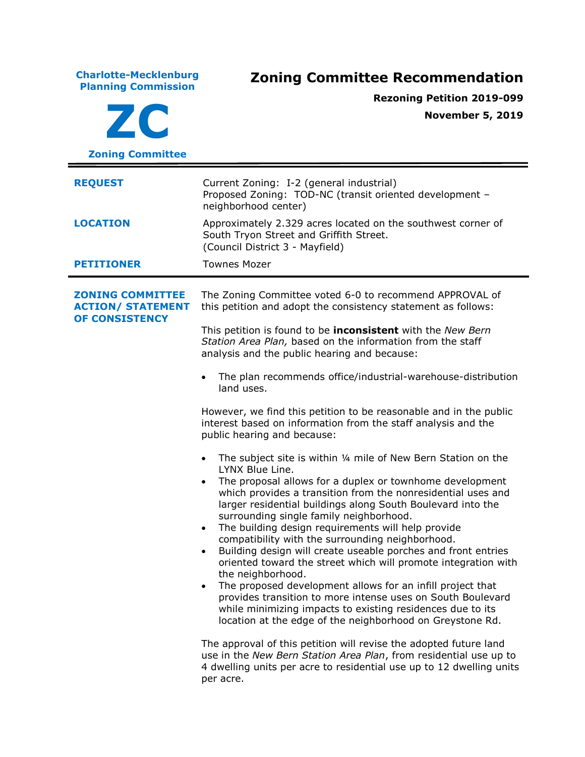**Charlotte-Mecklenburg Planning Commission**

**ZC**

**Zoning Committee**

# Zoning Committee Recommendation

**Rezoning Petition 2019-099**

**November 5, 2019**

| | |
|---|---|
| **REQUEST** | Current Zoning: I-2 (general industrial)<br>Proposed Zoning: TOD-NC (transit oriented development – neighborhood center) |
| **LOCATION** | Approximately 2.329 acres located on the southwest corner of South Tryon Street and Griffith Street.<br>(Council District 3 - Mayfield) |
| **PETITIONER** | Townes Mozer |

**ZONING COMMITTEE ACTION/ STATEMENT OF CONSISTENCY**

The Zoning Committee voted 6-0 to recommend APPROVAL of this petition and adopt the consistency statement as follows:

This petition is found to be **inconsistent** with the *New Bern Station Area Plan,* based on the information from the staff analysis and the public hearing and because:

- The plan recommends office/industrial-warehouse-distribution land uses.

However, we find this petition to be reasonable and in the public interest based on information from the staff analysis and the public hearing and because:

- The subject site is within ¼ mile of New Bern Station on the LYNX Blue Line.
- The proposal allows for a duplex or townhome development which provides a transition from the nonresidential uses and larger residential buildings along South Boulevard into the surrounding single family neighborhood.
- The building design requirements will help provide compatibility with the surrounding neighborhood.
- Building design will create useable porches and front entries oriented toward the street which will promote integration with the neighborhood.
- The proposed development allows for an infill project that provides transition to more intense uses on South Boulevard while minimizing impacts to existing residences due to its location at the edge of the neighborhood on Greystone Rd.

The approval of this petition will revise the adopted future land use in the *New Bern Station Area Plan*, from residential use up to 4 dwelling units per acre to residential use up to 12 dwelling units per acre.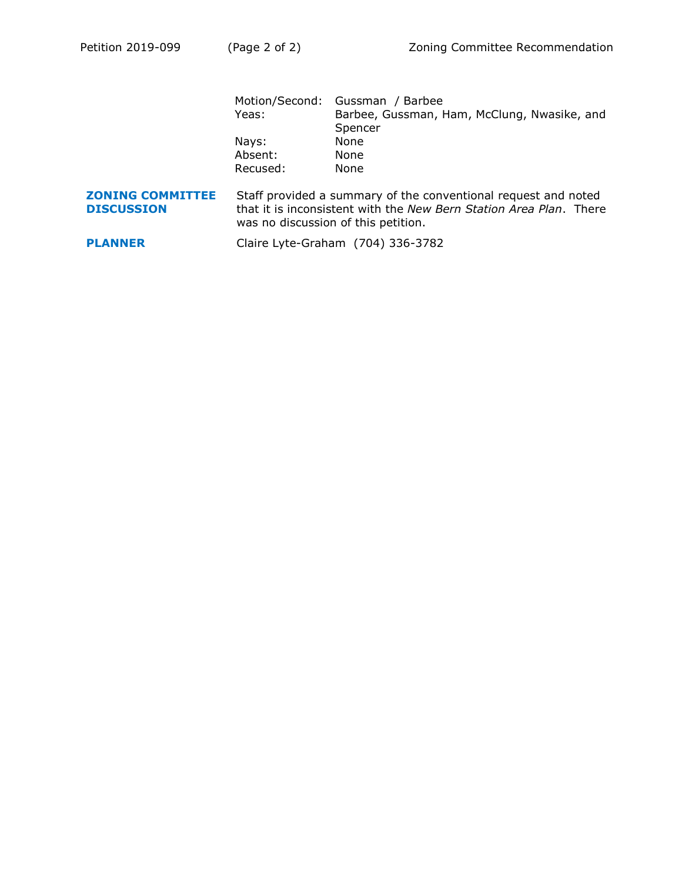| | |
|---|---|
| Motion/Second: | Gussman / Barbee |
| Yeas: | Barbee, Gussman, Ham, McClung, Nwasike, and Spencer |
| Nays: | None |
| Absent: | None |
| Recused: | None |

**ZONING COMMITTEE DISCUSSION**

Staff provided a summary of the conventional request and noted that it is inconsistent with the *New Bern Station Area Plan*. There was no discussion of this petition.

**PLANNER**

Claire Lyte-Graham (704) 336-3782